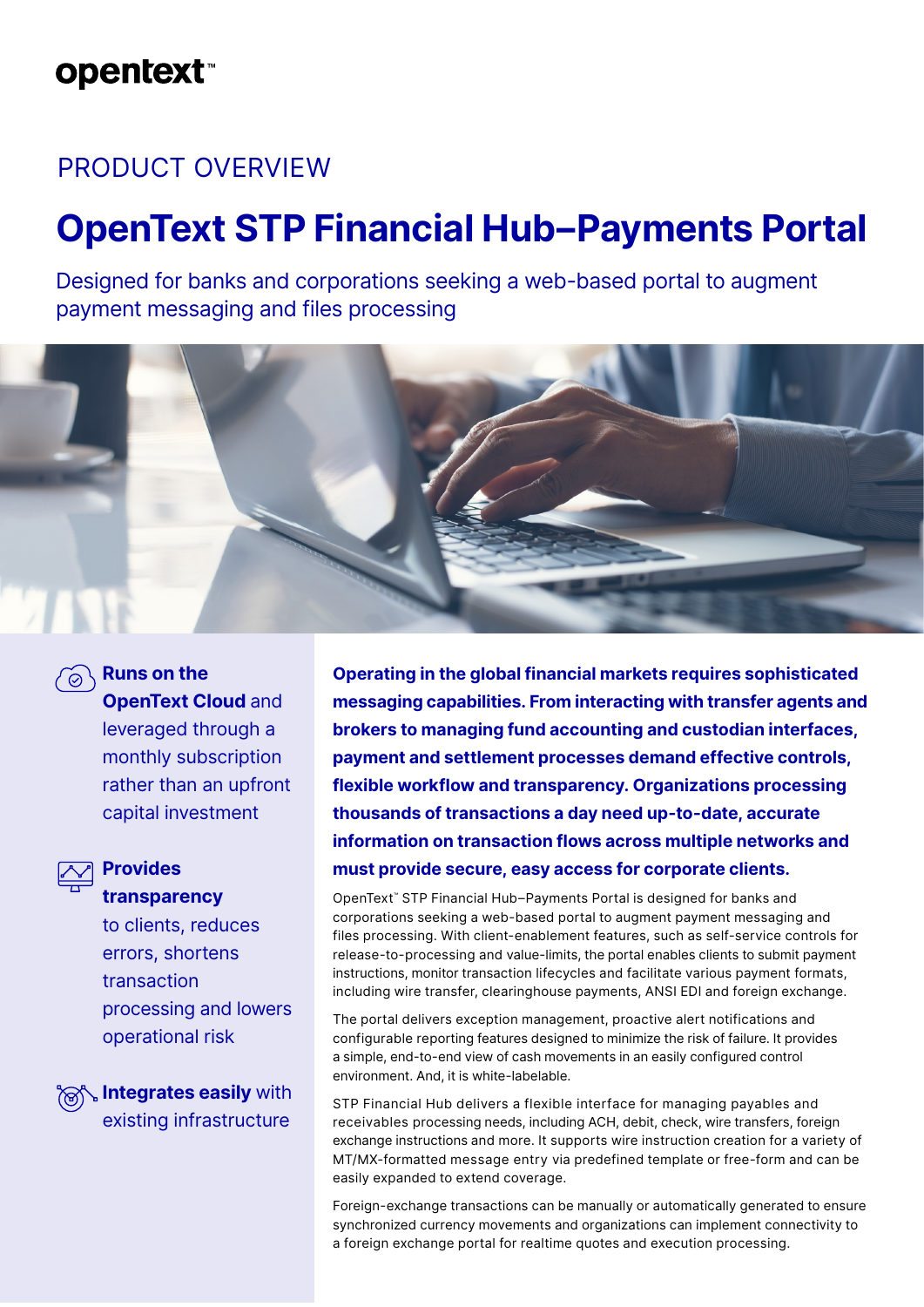opentext™

PRODUCT OVERVIEW

# OpenText STP Financial Hub–Payments Portal

Designed for banks and corporations seeking a web-based portal to augment payment messaging and files processing

**Runs on the OpenText Cloud** and leveraged through a monthly subscription rather than an upfront capital investment

**Provides transparency** to clients, reduces errors, shortens transaction processing and lowers operational risk

**Integrates easily** with existing infrastructure

**Operating in the global financial markets requires sophisticated messaging capabilities. From interacting with transfer agents and brokers to managing fund accounting and custodian interfaces, payment and settlement processes demand effective controls, flexible workflow and transparency. Organizations processing thousands of transactions a day need up-to-date, accurate information on transaction flows across multiple networks and must provide secure, easy access for corporate clients.**

OpenText™ STP Financial Hub–Payments Portal is designed for banks and corporations seeking a web-based portal to augment payment messaging and files processing. With client-enablement features, such as self-service controls for release-to-processing and value-limits, the portal enables clients to submit payment instructions, monitor transaction lifecycles and facilitate various payment formats, including wire transfer, clearinghouse payments, ANSI EDI and foreign exchange.

The portal delivers exception management, proactive alert notifications and configurable reporting features designed to minimize the risk of failure. It provides a simple, end-to-end view of cash movements in an easily configured control environment. And, it is white-labelable.

STP Financial Hub delivers a flexible interface for managing payables and receivables processing needs, including ACH, debit, check, wire transfers, foreign exchange instructions and more. It supports wire instruction creation for a variety of MT/MX-formatted message entry via predefined template or free-form and can be easily expanded to extend coverage.

Foreign-exchange transactions can be manually or automatically generated to ensure synchronized currency movements and organizations can implement connectivity to a foreign exchange portal for realtime quotes and execution processing.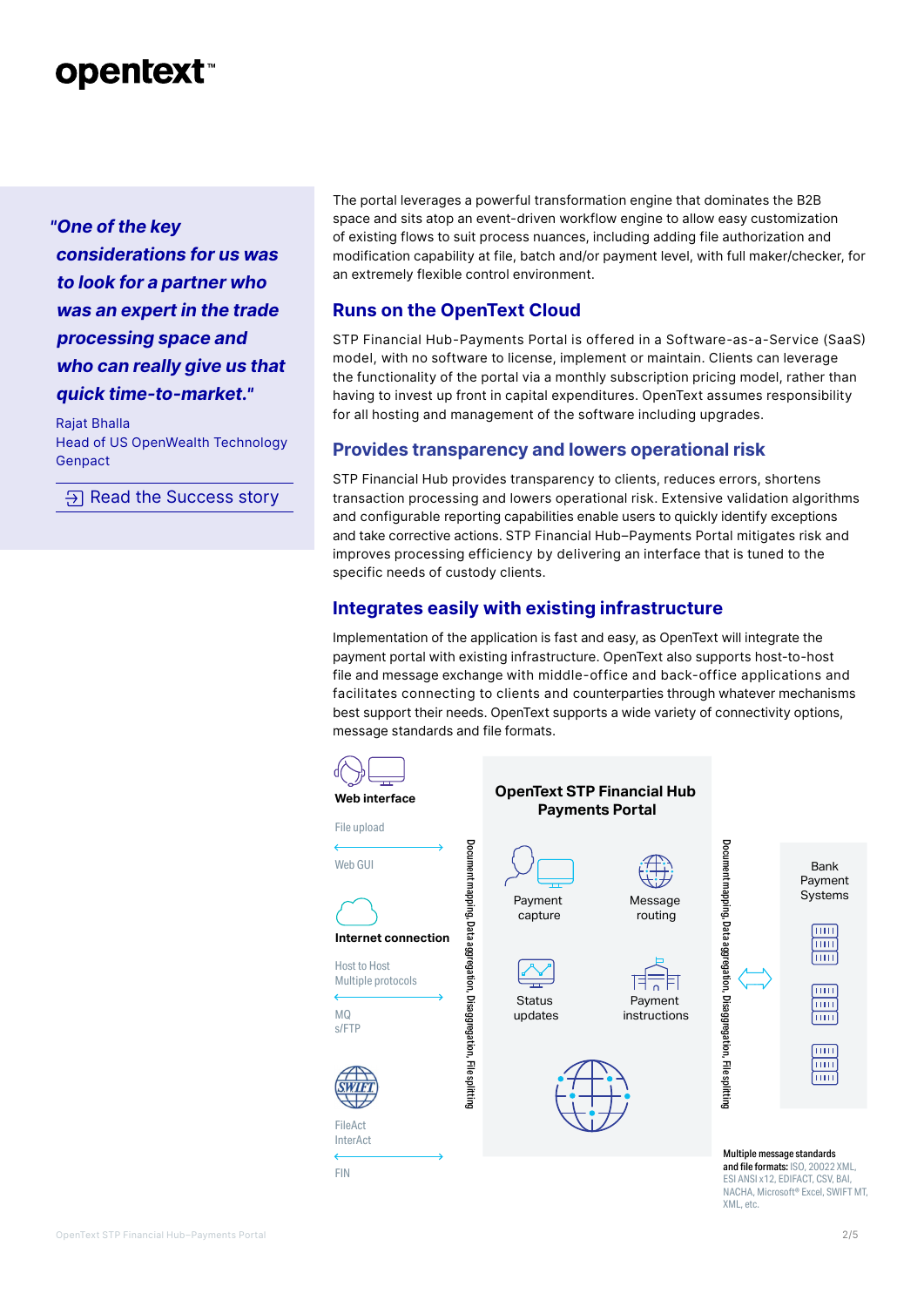*"One of the key considerations for us was to look for a partner who was an expert in the trade processing space and who can really give us that quick time-to-market."*

Rajat Bhalla
Head of US OpenWealth Technology
Genpact

Read the Success story

The portal leverages a powerful transformation engine that dominates the B2B space and sits atop an event-driven workflow engine to allow easy customization of existing flows to suit process nuances, including adding file authorization and modification capability at file, batch and/or payment level, with full maker/checker, for an extremely flexible control environment.

## Runs on the OpenText Cloud

STP Financial Hub-Payments Portal is offered in a Software-as-a-Service (SaaS) model, with no software to license, implement or maintain. Clients can leverage the functionality of the portal via a monthly subscription pricing model, rather than having to invest up front in capital expenditures. OpenText assumes responsibility for all hosting and management of the software including upgrades.

## Provides transparency and lowers operational risk

STP Financial Hub provides transparency to clients, reduces errors, shortens transaction processing and lowers operational risk. Extensive validation algorithms and configurable reporting capabilities enable users to quickly identify exceptions and take corrective actions. STP Financial Hub–Payments Portal mitigates risk and improves processing efficiency by delivering an interface that is tuned to the specific needs of custody clients.

## Integrates easily with existing infrastructure

Implementation of the application is fast and easy, as OpenText will integrate the payment portal with existing infrastructure. OpenText also supports host-to-host file and message exchange with middle-office and back-office applications and facilitates connecting to clients and counterparties through whatever mechanisms best support their needs. OpenText supports a wide variety of connectivity options, message standards and file formats.

Web interface
File upload
Web GUI

Internet connection
Host to Host
Multiple protocols
MQ
s/FTP

SWIFT
FileAct
InterAct
FIN

Document mapping, Data aggregation, Disaggregation, File splitting

OpenText STP Financial Hub Payments Portal
Payment capture
Message routing
Status updates
Payment instructions

Document mapping, Data aggregation, Disaggregation, File splitting

Bank Payment Systems

**Multiple message standards and file formats:** ISO, 20022 XML, ESI ANSI x12, EDIFACT, CSV, BAI, NACHA, Microsoft® Excel, SWIFT MT, XML, etc.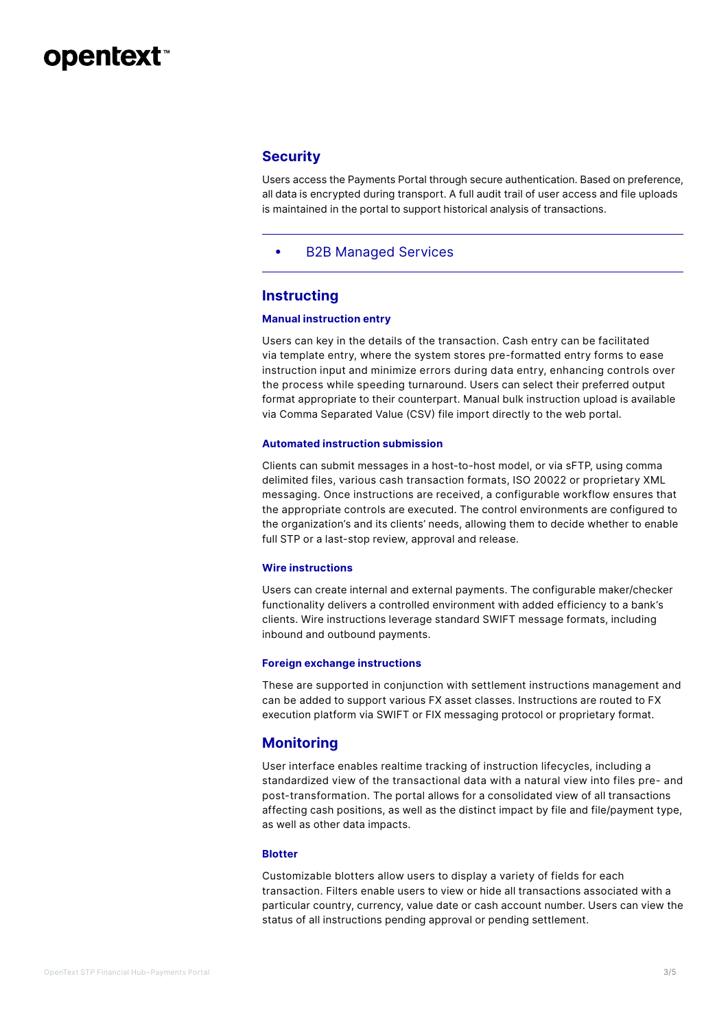## Security

Users access the Payments Portal through secure authentication. Based on preference, all data is encrypted during transport. A full audit trail of user access and file uploads is maintained in the portal to support historical analysis of transactions.

- B2B Managed Services

## Instructing

### Manual instruction entry

Users can key in the details of the transaction. Cash entry can be facilitated via template entry, where the system stores pre-formatted entry forms to ease instruction input and minimize errors during data entry, enhancing controls over the process while speeding turnaround. Users can select their preferred output format appropriate to their counterpart. Manual bulk instruction upload is available via Comma Separated Value (CSV) file import directly to the web portal.

### Automated instruction submission

Clients can submit messages in a host-to-host model, or via sFTP, using comma delimited files, various cash transaction formats, ISO 20022 or proprietary XML messaging. Once instructions are received, a configurable workflow ensures that the appropriate controls are executed. The control environments are configured to the organization's and its clients' needs, allowing them to decide whether to enable full STP or a last-stop review, approval and release.

### Wire instructions

Users can create internal and external payments. The configurable maker/checker functionality delivers a controlled environment with added efficiency to a bank's clients. Wire instructions leverage standard SWIFT message formats, including inbound and outbound payments.

### Foreign exchange instructions

These are supported in conjunction with settlement instructions management and can be added to support various FX asset classes. Instructions are routed to FX execution platform via SWIFT or FIX messaging protocol or proprietary format.

## Monitoring

User interface enables realtime tracking of instruction lifecycles, including a standardized view of the transactional data with a natural view into files pre- and post-transformation. The portal allows for a consolidated view of all transactions affecting cash positions, as well as the distinct impact by file and file/payment type, as well as other data impacts.

### Blotter

Customizable blotters allow users to display a variety of fields for each transaction. Filters enable users to view or hide all transactions associated with a particular country, currency, value date or cash account number. Users can view the status of all instructions pending approval or pending settlement.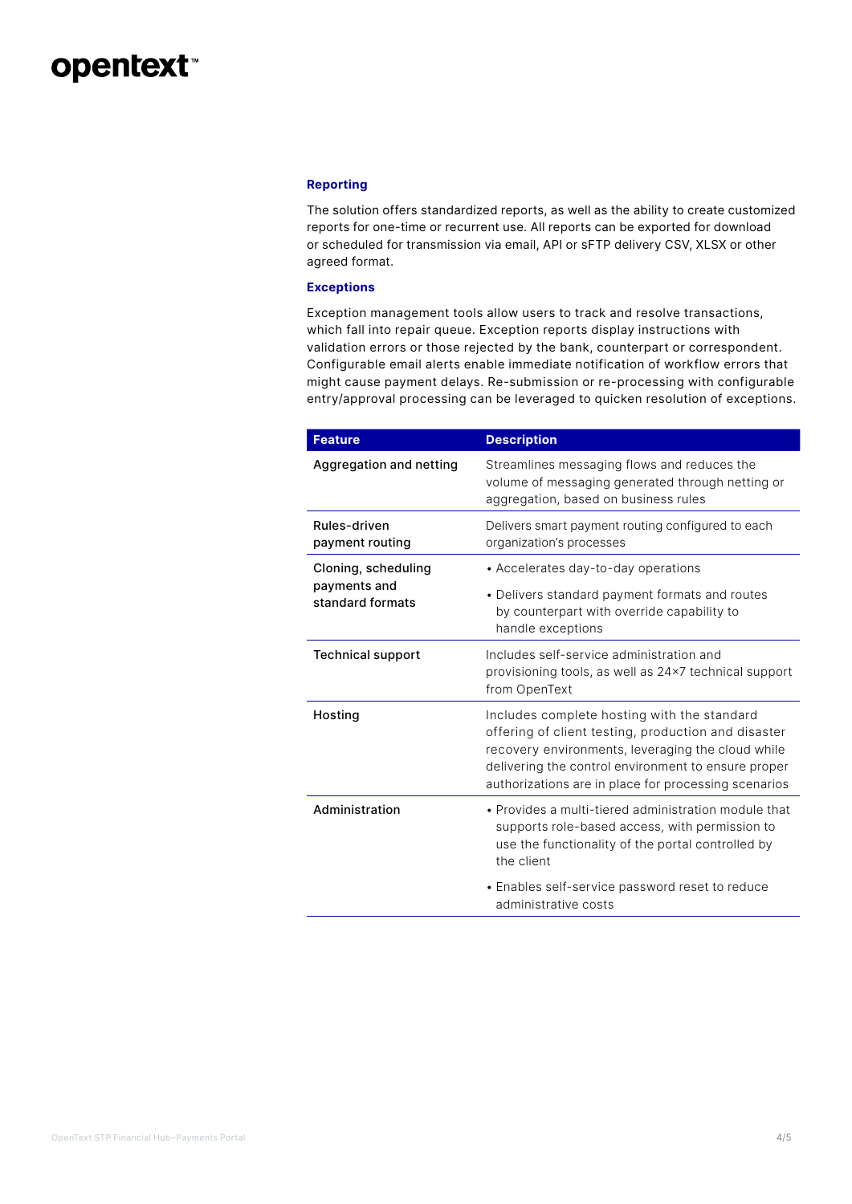### Reporting

The solution offers standardized reports, as well as the ability to create customized reports for one-time or recurrent use. All reports can be exported for download or scheduled for transmission via email, API or sFTP delivery CSV, XLSX or other agreed format.

### Exceptions

Exception management tools allow users to track and resolve transactions, which fall into repair queue. Exception reports display instructions with validation errors or those rejected by the bank, counterpart or correspondent. Configurable email alerts enable immediate notification of workflow errors that might cause payment delays. Re-submission or re-processing with configurable entry/approval processing can be leveraged to quicken resolution of exceptions.

| Feature | Description |
|---|---|
| Aggregation and netting | Streamlines messaging flows and reduces the volume of messaging generated through netting or aggregation, based on business rules |
| Rules-driven payment routing | Delivers smart payment routing configured to each organization's processes |
| Cloning, scheduling payments and standard formats | • Accelerates day-to-day operations<br>• Delivers standard payment formats and routes by counterpart with override capability to handle exceptions |
| Technical support | Includes self-service administration and provisioning tools, as well as 24×7 technical support from OpenText |
| Hosting | Includes complete hosting with the standard offering of client testing, production and disaster recovery environments, leveraging the cloud while delivering the control environment to ensure proper authorizations are in place for processing scenarios |
| Administration | • Provides a multi-tiered administration module that supports role-based access, with permission to use the functionality of the portal controlled by the client<br>• Enables self-service password reset to reduce administrative costs |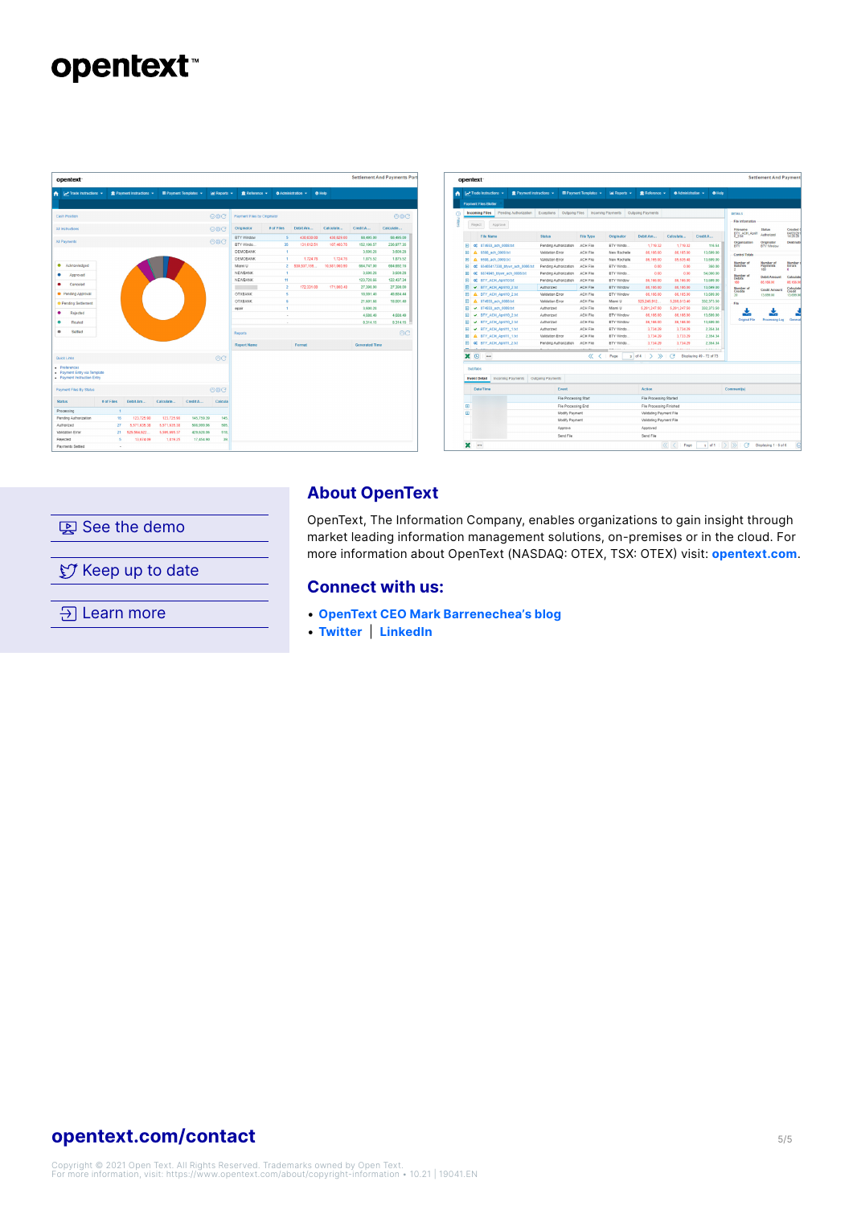See the demo

Keep up to date

Learn more

## About OpenText

OpenText, The Information Company, enables organizations to gain insight through market leading information management solutions, on-premises or in the cloud. For more information about OpenText (NASDAQ: OTEX, TSX: OTEX) visit: **opentext.com**.

## Connect with us:

- **OpenText CEO Mark Barrenechea's blog**
- **Twitter** | **LinkedIn**

**opentext.com/contact**

Copyright © 2021 Open Text. All Rights Reserved. Trademarks owned by Open Text.
For more information, visit: https://www.opentext.com/about/copyright-information • 10.21 | 19041.EN